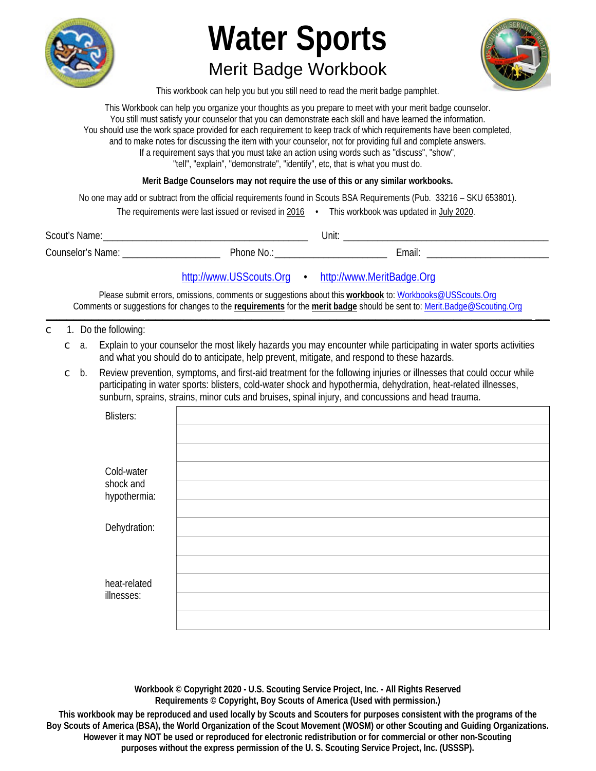# Water Sports

## Merit Badge Workbook

This workbook can help you but you still need to read the merit badge pamphlet.

This Workbook can help you organize your thoughts as you prepare to meet with your merit badge counselor.
You still must satisfy your counselor that you can demonstrate each skill and have learned the information.
You should use the work space provided for each requirement to keep track of which requirements have been completed,
and to make notes for discussing the item with your counselor, not for providing full and complete answers.
If a requirement says that you must take an action using words such as "discuss", "show",
"tell", "explain", "demonstrate", "identify", etc, that is what you must do.

**Merit Badge Counselors may not require the use of this or any similar workbooks.**

No one may add or subtract from the official requirements found in Scouts BSA Requirements (Pub. 33216 – SKU 653801).

The requirements were last issued or revised in 2016 • This workbook was updated in July 2020.

Scout's Name:________________________________ Unit: ________________________________

Counselor's Name: ____________________ Phone No.:_______________________ Email: _________________________

http://www.USScouts.Org • http://www.MeritBadge.Org

Please submit errors, omissions, comments or suggestions about this **workbook** to: Workbooks@USScouts.Org
Comments or suggestions for changes to the **requirements** for the **merit badge** should be sent to: Merit.Badge@Scouting.Org

---

- ☐ 1. Do the following:
  - ☐ a. Explain to your counselor the most likely hazards you may encounter while participating in water sports activities and what you should do to anticipate, help prevent, mitigate, and respond to these hazards.
  - ☐ b. Review prevention, symptoms, and first-aid treatment for the following injuries or illnesses that could occur while participating in water sports: blisters, cold-water shock and hypothermia, dehydration, heat-related illnesses, sunburn, sprains, strains, minor cuts and bruises, spinal injury, and concussions and head trauma.

| | |
|---|---|
| Blisters: | |
| Cold-water shock and hypothermia: | |
| Dehydration: | |
| heat-related illnesses: | |

**Workbook © Copyright 2020 - U.S. Scouting Service Project, Inc. - All Rights Reserved**
**Requirements © Copyright, Boy Scouts of America (Used with permission.)**

**This workbook may be reproduced and used locally by Scouts and Scouters for purposes consistent with the programs of the Boy Scouts of America (BSA), the World Organization of the Scout Movement (WOSM) or other Scouting and Guiding Organizations. However it may NOT be used or reproduced for electronic redistribution or for commercial or other non-Scouting purposes without the express permission of the U. S. Scouting Service Project, Inc. (USSSP).**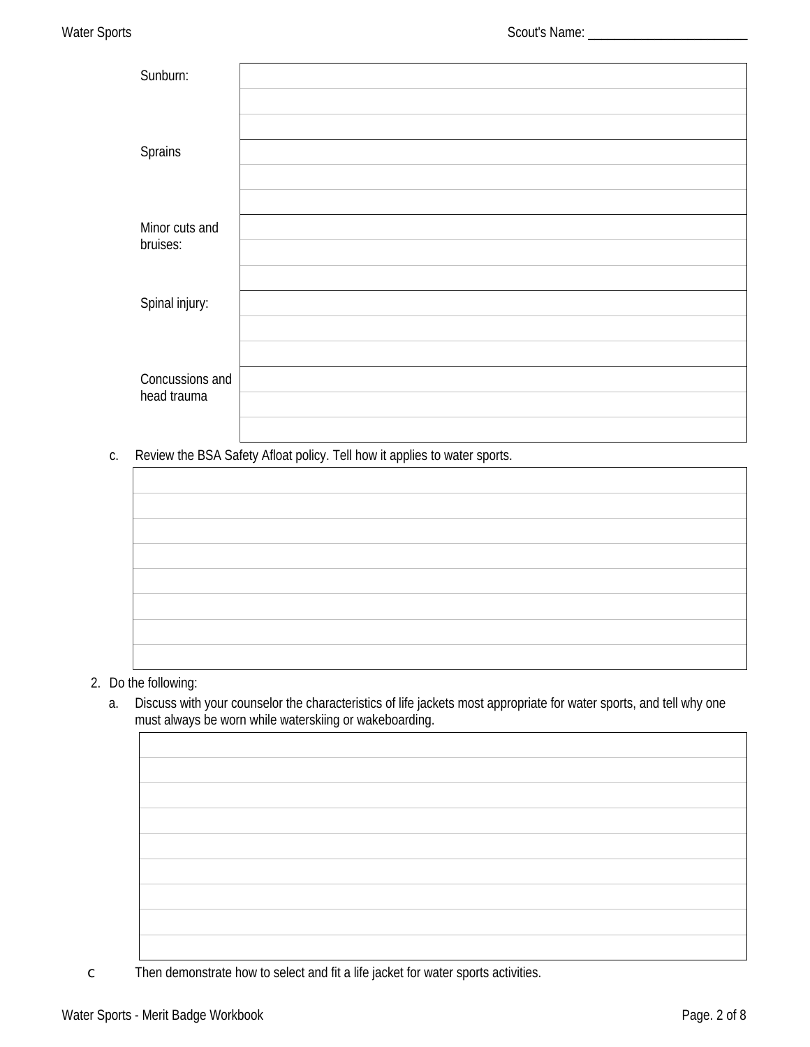| | |
|---|---|
| Sunburn: | |
| Sprains | |
| Minor cuts and bruises: | |
| Spinal injury: | |
| Concussions and head trauma | |

c. Review the BSA Safety Afloat policy. Tell how it applies to water sports.

2. Do the following:

   a. Discuss with your counselor the characteristics of life jackets most appropriate for water sports, and tell why one must always be worn while waterskiing or wakeboarding.

c Then demonstrate how to select and fit a life jacket for water sports activities.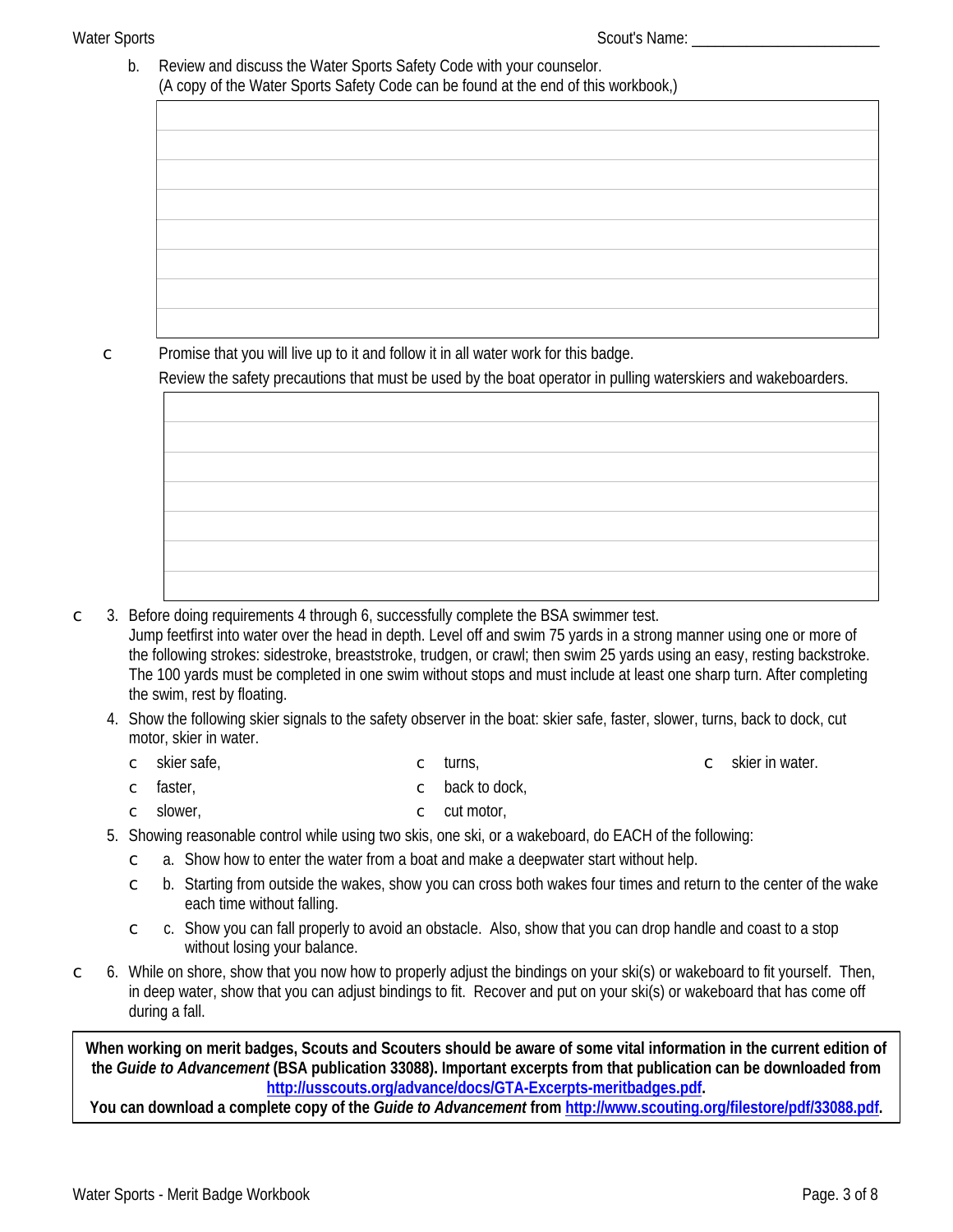b. Review and discuss the Water Sports Safety Code with your counselor.
(A copy of the Water Sports Safety Code can be found at the end of this workbook,)

| |
|---|
| |
| |
| |
| |
| |
| |
| |

c Promise that you will live up to it and follow it in all water work for this badge.

Review the safety precautions that must be used by the boat operator in pulling waterskiers and wakeboarders.

| |
|---|
| |
| |
| |
| |
| |
| |
| |

c 3. Before doing requirements 4 through 6, successfully complete the BSA swimmer test.
Jump feetfirst into water over the head in depth. Level off and swim 75 yards in a strong manner using one or more of the following strokes: sidestroke, breaststroke, trudgen, or crawl; then swim 25 yards using an easy, resting backstroke. The 100 yards must be completed in one swim without stops and must include at least one sharp turn. After completing the swim, rest by floating.

4. Show the following skier signals to the safety observer in the boat: skier safe, faster, slower, turns, back to dock, cut motor, skier in water.

- c skier safe,
- c faster,
- c slower,
- c turns,
- c back to dock,
- c cut motor,
- c skier in water.

5. Showing reasonable control while using two skis, one ski, or a wakeboard, do EACH of the following:
   - c a. Show how to enter the water from a boat and make a deepwater start without help.
   - c b. Starting from outside the wakes, show you can cross both wakes four times and return to the center of the wake each time without falling.
   - c c. Show you can fall properly to avoid an obstacle. Also, show that you can drop handle and coast to a stop without losing your balance.

c 6. While on shore, show that you now how to properly adjust the bindings on your ski(s) or wakeboard to fit yourself. Then, in deep water, show that you can adjust bindings to fit. Recover and put on your ski(s) or wakeboard that has come off during a fall.

**When working on merit badges, Scouts and Scouters should be aware of some vital information in the current edition of the *Guide to Advancement* (BSA publication 33088). Important excerpts from that publication can be downloaded from http://usscouts.org/advance/docs/GTA-Excerpts-meritbadges.pdf.**
**You can download a complete copy of the *Guide to Advancement* from http://www.scouting.org/filestore/pdf/33088.pdf.**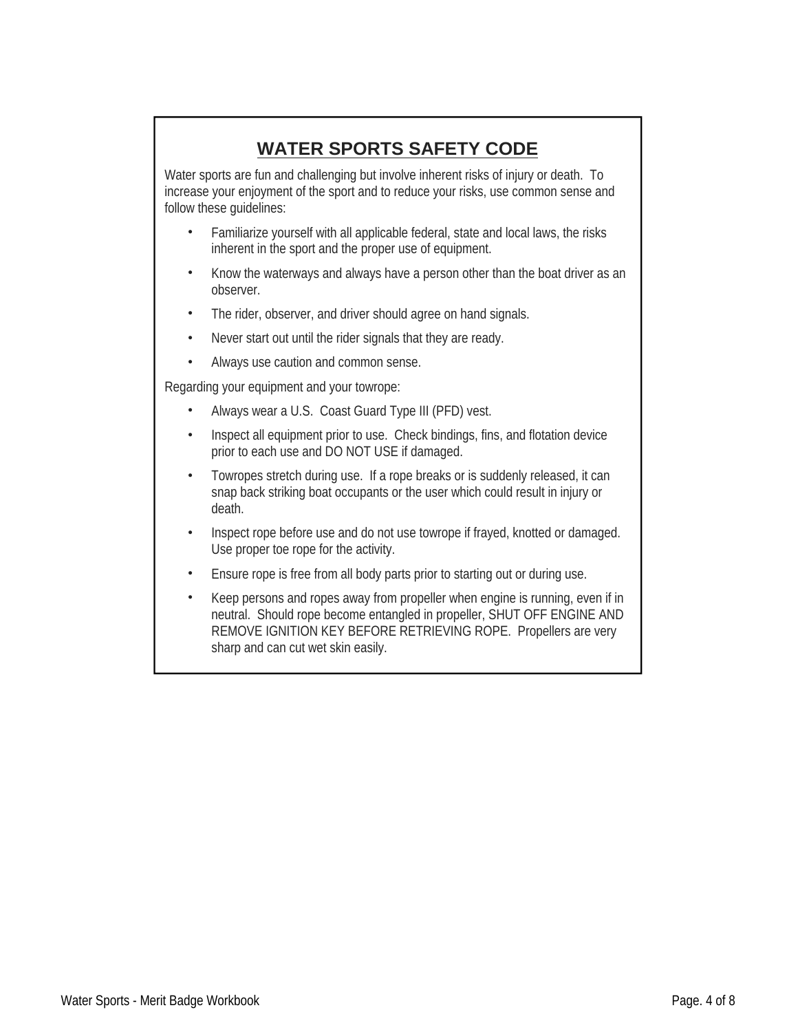# WATER SPORTS SAFETY CODE

Water sports are fun and challenging but involve inherent risks of injury or death. To increase your enjoyment of the sport and to reduce your risks, use common sense and follow these guidelines:

- Familiarize yourself with all applicable federal, state and local laws, the risks inherent in the sport and the proper use of equipment.
- Know the waterways and always have a person other than the boat driver as an observer.
- The rider, observer, and driver should agree on hand signals.
- Never start out until the rider signals that they are ready.
- Always use caution and common sense.

Regarding your equipment and your towrope:

- Always wear a U.S. Coast Guard Type III (PFD) vest.
- Inspect all equipment prior to use. Check bindings, fins, and flotation device prior to each use and DO NOT USE if damaged.
- Towropes stretch during use. If a rope breaks or is suddenly released, it can snap back striking boat occupants or the user which could result in injury or death.
- Inspect rope before use and do not use towrope if frayed, knotted or damaged. Use proper toe rope for the activity.
- Ensure rope is free from all body parts prior to starting out or during use.
- Keep persons and ropes away from propeller when engine is running, even if in neutral. Should rope become entangled in propeller, SHUT OFF ENGINE AND REMOVE IGNITION KEY BEFORE RETRIEVING ROPE. Propellers are very sharp and can cut wet skin easily.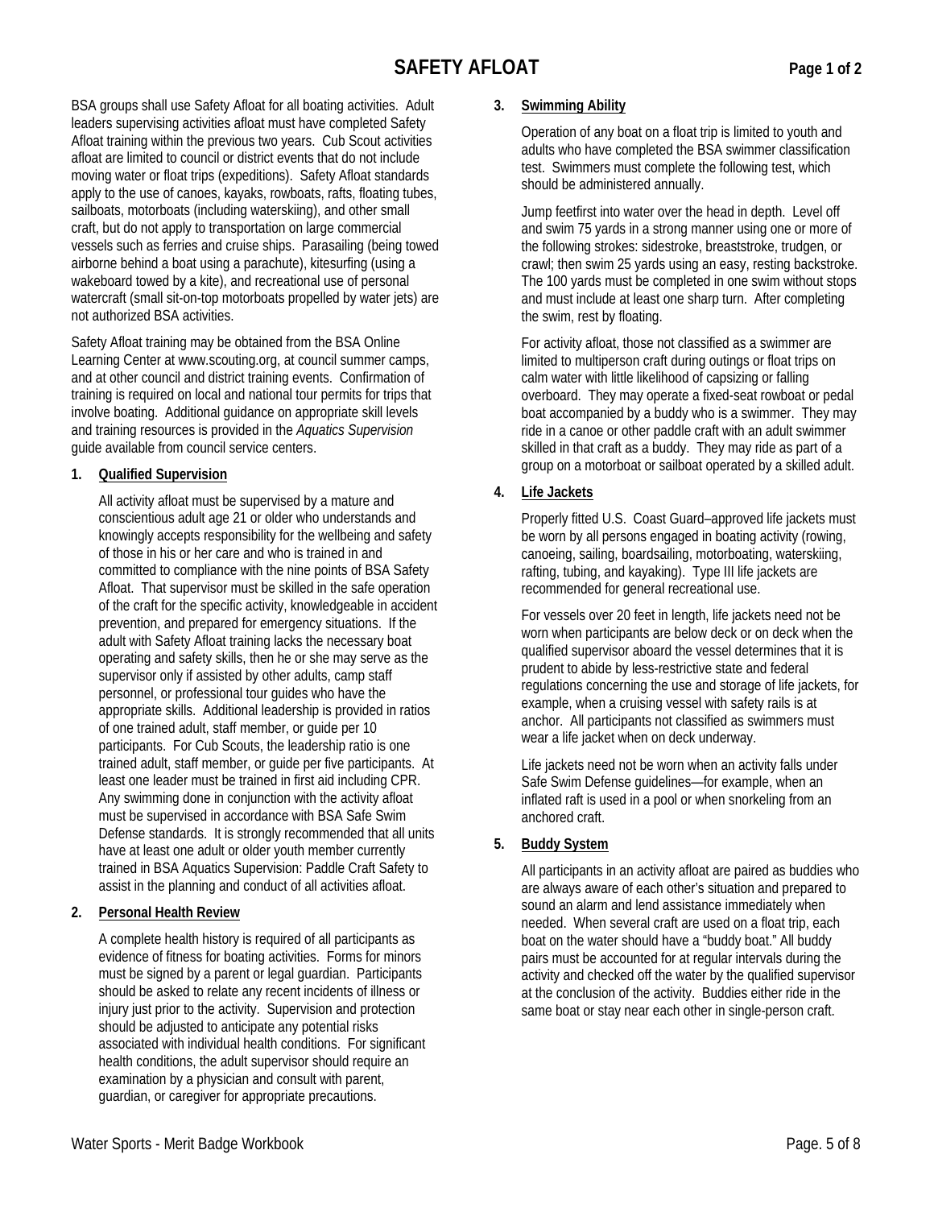# SAFETY AFLOAT

BSA groups shall use Safety Afloat for all boating activities. Adult leaders supervising activities afloat must have completed Safety Afloat training within the previous two years. Cub Scout activities afloat are limited to council or district events that do not include moving water or float trips (expeditions). Safety Afloat standards apply to the use of canoes, kayaks, rowboats, rafts, floating tubes, sailboats, motorboats (including waterskiing), and other small craft, but do not apply to transportation on large commercial vessels such as ferries and cruise ships. Parasailing (being towed airborne behind a boat using a parachute), kitesurfing (using a wakeboard towed by a kite), and recreational use of personal watercraft (small sit-on-top motorboats propelled by water jets) are not authorized BSA activities.

Safety Afloat training may be obtained from the BSA Online Learning Center at www.scouting.org, at council summer camps, and at other council and district training events. Confirmation of training is required on local and national tour permits for trips that involve boating. Additional guidance on appropriate skill levels and training resources is provided in the *Aquatics Supervision* guide available from council service centers.

## 1. Qualified Supervision

All activity afloat must be supervised by a mature and conscientious adult age 21 or older who understands and knowingly accepts responsibility for the wellbeing and safety of those in his or her care and who is trained in and committed to compliance with the nine points of BSA Safety Afloat. That supervisor must be skilled in the safe operation of the craft for the specific activity, knowledgeable in accident prevention, and prepared for emergency situations. If the adult with Safety Afloat training lacks the necessary boat operating and safety skills, then he or she may serve as the supervisor only if assisted by other adults, camp staff personnel, or professional tour guides who have the appropriate skills. Additional leadership is provided in ratios of one trained adult, staff member, or guide per 10 participants. For Cub Scouts, the leadership ratio is one trained adult, staff member, or guide per five participants. At least one leader must be trained in first aid including CPR. Any swimming done in conjunction with the activity afloat must be supervised in accordance with BSA Safe Swim Defense standards. It is strongly recommended that all units have at least one adult or older youth member currently trained in BSA Aquatics Supervision: Paddle Craft Safety to assist in the planning and conduct of all activities afloat.

## 2. Personal Health Review

A complete health history is required of all participants as evidence of fitness for boating activities. Forms for minors must be signed by a parent or legal guardian. Participants should be asked to relate any recent incidents of illness or injury just prior to the activity. Supervision and protection should be adjusted to anticipate any potential risks associated with individual health conditions. For significant health conditions, the adult supervisor should require an examination by a physician and consult with parent, guardian, or caregiver for appropriate precautions.

## 3. Swimming Ability

Operation of any boat on a float trip is limited to youth and adults who have completed the BSA swimmer classification test. Swimmers must complete the following test, which should be administered annually.

Jump feetfirst into water over the head in depth. Level off and swim 75 yards in a strong manner using one or more of the following strokes: sidestroke, breaststroke, trudgen, or crawl; then swim 25 yards using an easy, resting backstroke. The 100 yards must be completed in one swim without stops and must include at least one sharp turn. After completing the swim, rest by floating.

For activity afloat, those not classified as a swimmer are limited to multiperson craft during outings or float trips on calm water with little likelihood of capsizing or falling overboard. They may operate a fixed-seat rowboat or pedal boat accompanied by a buddy who is a swimmer. They may ride in a canoe or other paddle craft with an adult swimmer skilled in that craft as a buddy. They may ride as part of a group on a motorboat or sailboat operated by a skilled adult.

## 4. Life Jackets

Properly fitted U.S. Coast Guard–approved life jackets must be worn by all persons engaged in boating activity (rowing, canoeing, sailing, boardsailing, motorboating, waterskiing, rafting, tubing, and kayaking). Type III life jackets are recommended for general recreational use.

For vessels over 20 feet in length, life jackets need not be worn when participants are below deck or on deck when the qualified supervisor aboard the vessel determines that it is prudent to abide by less-restrictive state and federal regulations concerning the use and storage of life jackets, for example, when a cruising vessel with safety rails is at anchor. All participants not classified as swimmers must wear a life jacket when on deck underway.

Life jackets need not be worn when an activity falls under Safe Swim Defense guidelines—for example, when an inflated raft is used in a pool or when snorkeling from an anchored craft.

## 5. Buddy System

All participants in an activity afloat are paired as buddies who are always aware of each other's situation and prepared to sound an alarm and lend assistance immediately when needed. When several craft are used on a float trip, each boat on the water should have a "buddy boat." All buddy pairs must be accounted for at regular intervals during the activity and checked off the water by the qualified supervisor at the conclusion of the activity. Buddies either ride in the same boat or stay near each other in single-person craft.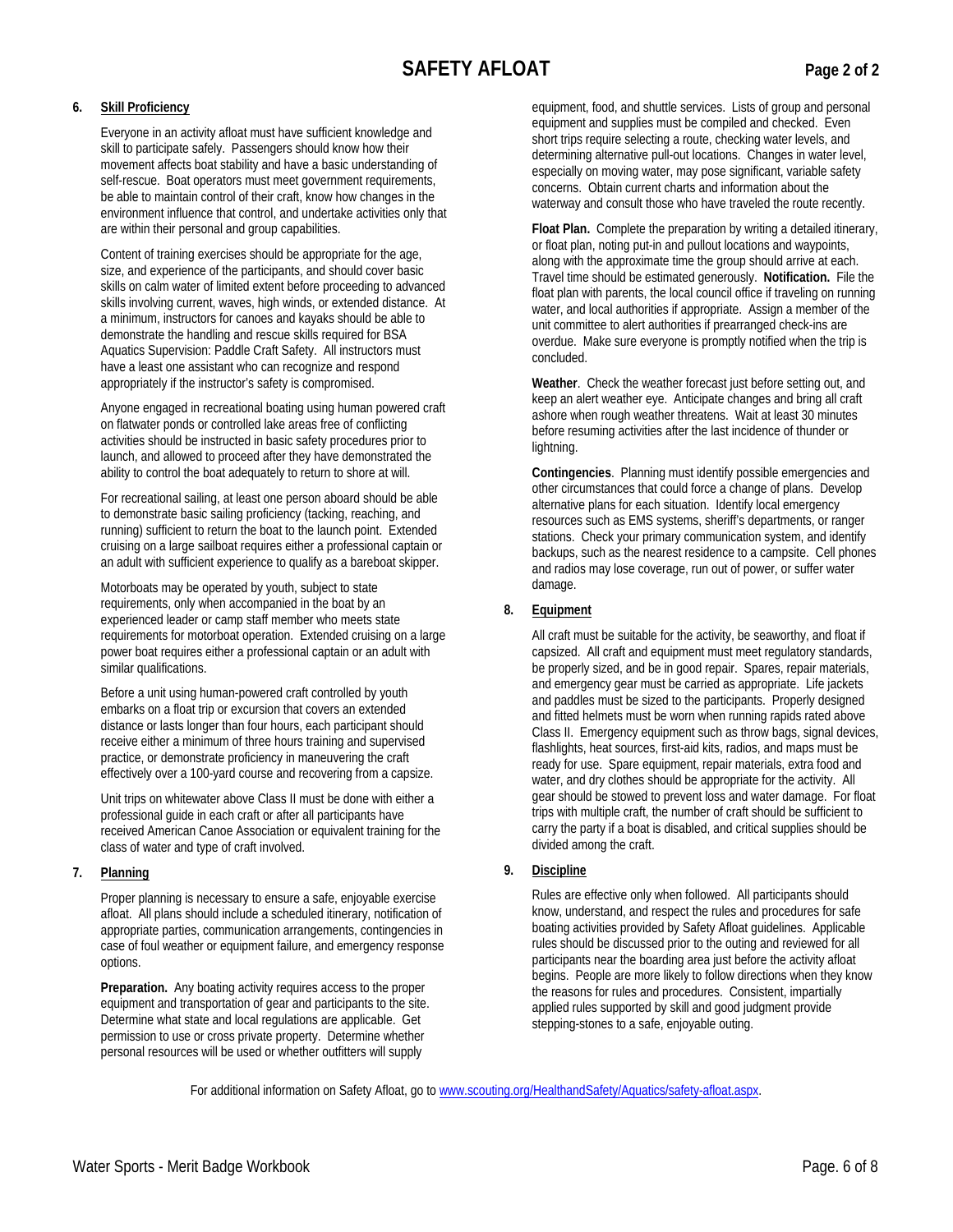# SAFETY AFLOAT

### 6. Skill Proficiency

Everyone in an activity afloat must have sufficient knowledge and skill to participate safely. Passengers should know how their movement affects boat stability and have a basic understanding of self-rescue. Boat operators must meet government requirements, be able to maintain control of their craft, know how changes in the environment influence that control, and undertake activities only that are within their personal and group capabilities.

Content of training exercises should be appropriate for the age, size, and experience of the participants, and should cover basic skills on calm water of limited extent before proceeding to advanced skills involving current, waves, high winds, or extended distance. At a minimum, instructors for canoes and kayaks should be able to demonstrate the handling and rescue skills required for BSA Aquatics Supervision: Paddle Craft Safety. All instructors must have a least one assistant who can recognize and respond appropriately if the instructor's safety is compromised.

Anyone engaged in recreational boating using human powered craft on flatwater ponds or controlled lake areas free of conflicting activities should be instructed in basic safety procedures prior to launch, and allowed to proceed after they have demonstrated the ability to control the boat adequately to return to shore at will.

For recreational sailing, at least one person aboard should be able to demonstrate basic sailing proficiency (tacking, reaching, and running) sufficient to return the boat to the launch point. Extended cruising on a large sailboat requires either a professional captain or an adult with sufficient experience to qualify as a bareboat skipper.

Motorboats may be operated by youth, subject to state requirements, only when accompanied in the boat by an experienced leader or camp staff member who meets state requirements for motorboat operation. Extended cruising on a large power boat requires either a professional captain or an adult with similar qualifications.

Before a unit using human-powered craft controlled by youth embarks on a float trip or excursion that covers an extended distance or lasts longer than four hours, each participant should receive either a minimum of three hours training and supervised practice, or demonstrate proficiency in maneuvering the craft effectively over a 100-yard course and recovering from a capsize.

Unit trips on whitewater above Class II must be done with either a professional guide in each craft or after all participants have received American Canoe Association or equivalent training for the class of water and type of craft involved.

### 7. Planning

Proper planning is necessary to ensure a safe, enjoyable exercise afloat. All plans should include a scheduled itinerary, notification of appropriate parties, communication arrangements, contingencies in case of foul weather or equipment failure, and emergency response options.

**Preparation.** Any boating activity requires access to the proper equipment and transportation of gear and participants to the site. Determine what state and local regulations are applicable. Get permission to use or cross private property. Determine whether personal resources will be used or whether outfitters will supply equipment, food, and shuttle services. Lists of group and personal equipment and supplies must be compiled and checked. Even short trips require selecting a route, checking water levels, and determining alternative pull-out locations. Changes in water level, especially on moving water, may pose significant, variable safety concerns. Obtain current charts and information about the waterway and consult those who have traveled the route recently.

**Float Plan.** Complete the preparation by writing a detailed itinerary, or float plan, noting put-in and pullout locations and waypoints, along with the approximate time the group should arrive at each. Travel time should be estimated generously. **Notification.** File the float plan with parents, the local council office if traveling on running water, and local authorities if appropriate. Assign a member of the unit committee to alert authorities if prearranged check-ins are overdue. Make sure everyone is promptly notified when the trip is concluded.

**Weather**. Check the weather forecast just before setting out, and keep an alert weather eye. Anticipate changes and bring all craft ashore when rough weather threatens. Wait at least 30 minutes before resuming activities after the last incidence of thunder or lightning.

**Contingencies**. Planning must identify possible emergencies and other circumstances that could force a change of plans. Develop alternative plans for each situation. Identify local emergency resources such as EMS systems, sheriff's departments, or ranger stations. Check your primary communication system, and identify backups, such as the nearest residence to a campsite. Cell phones and radios may lose coverage, run out of power, or suffer water damage.

### 8. Equipment

All craft must be suitable for the activity, be seaworthy, and float if capsized. All craft and equipment must meet regulatory standards, be properly sized, and be in good repair. Spares, repair materials, and emergency gear must be carried as appropriate. Life jackets and paddles must be sized to the participants. Properly designed and fitted helmets must be worn when running rapids rated above Class II. Emergency equipment such as throw bags, signal devices, flashlights, heat sources, first-aid kits, radios, and maps must be ready for use. Spare equipment, repair materials, extra food and water, and dry clothes should be appropriate for the activity. All gear should be stowed to prevent loss and water damage. For float trips with multiple craft, the number of craft should be sufficient to carry the party if a boat is disabled, and critical supplies should be divided among the craft.

### 9. Discipline

Rules are effective only when followed. All participants should know, understand, and respect the rules and procedures for safe boating activities provided by Safety Afloat guidelines. Applicable rules should be discussed prior to the outing and reviewed for all participants near the boarding area just before the activity afloat begins. People are more likely to follow directions when they know the reasons for rules and procedures. Consistent, impartially applied rules supported by skill and good judgment provide stepping-stones to a safe, enjoyable outing.

For additional information on Safety Afloat, go to [www.scouting.org/HealthandSafety/Aquatics/safety-afloat.aspx](www.scouting.org/HealthandSafety/Aquatics/safety-afloat.aspx).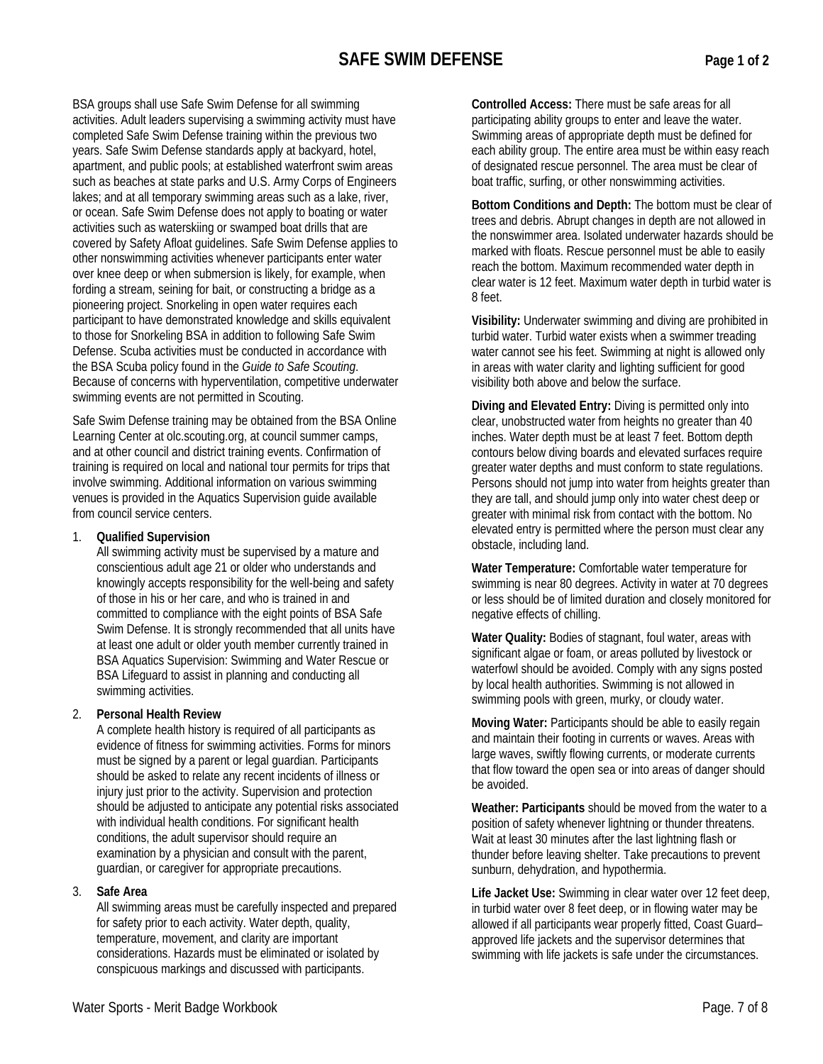# SAFE SWIM DEFENSE

BSA groups shall use Safe Swim Defense for all swimming activities. Adult leaders supervising a swimming activity must have completed Safe Swim Defense training within the previous two years. Safe Swim Defense standards apply at backyard, hotel, apartment, and public pools; at established waterfront swim areas such as beaches at state parks and U.S. Army Corps of Engineers lakes; and at all temporary swimming areas such as a lake, river, or ocean. Safe Swim Defense does not apply to boating or water activities such as waterskiing or swamped boat drills that are covered by Safety Afloat guidelines. Safe Swim Defense applies to other nonswimming activities whenever participants enter water over knee deep or when submersion is likely, for example, when fording a stream, seining for bait, or constructing a bridge as a pioneering project. Snorkeling in open water requires each participant to have demonstrated knowledge and skills equivalent to those for Snorkeling BSA in addition to following Safe Swim Defense. Scuba activities must be conducted in accordance with the BSA Scuba policy found in the *Guide to Safe Scouting*. Because of concerns with hyperventilation, competitive underwater swimming events are not permitted in Scouting.

Safe Swim Defense training may be obtained from the BSA Online Learning Center at olc.scouting.org, at council summer camps, and at other council and district training events. Confirmation of training is required on local and national tour permits for trips that involve swimming. Additional information on various swimming venues is provided in the Aquatics Supervision guide available from council service centers.

1. **Qualified Supervision**
   All swimming activity must be supervised by a mature and conscientious adult age 21 or older who understands and knowingly accepts responsibility for the well-being and safety of those in his or her care, and who is trained in and committed to compliance with the eight points of BSA Safe Swim Defense. It is strongly recommended that all units have at least one adult or older youth member currently trained in BSA Aquatics Supervision: Swimming and Water Rescue or BSA Lifeguard to assist in planning and conducting all swimming activities.

2. **Personal Health Review**
   A complete health history is required of all participants as evidence of fitness for swimming activities. Forms for minors must be signed by a parent or legal guardian. Participants should be asked to relate any recent incidents of illness or injury just prior to the activity. Supervision and protection should be adjusted to anticipate any potential risks associated with individual health conditions. For significant health conditions, the adult supervisor should require an examination by a physician and consult with the parent, guardian, or caregiver for appropriate precautions.

3. **Safe Area**
   All swimming areas must be carefully inspected and prepared for safety prior to each activity. Water depth, quality, temperature, movement, and clarity are important considerations. Hazards must be eliminated or isolated by conspicuous markings and discussed with participants.

**Controlled Access:** There must be safe areas for all participating ability groups to enter and leave the water. Swimming areas of appropriate depth must be defined for each ability group. The entire area must be within easy reach of designated rescue personnel. The area must be clear of boat traffic, surfing, or other nonswimming activities.

**Bottom Conditions and Depth:** The bottom must be clear of trees and debris. Abrupt changes in depth are not allowed in the nonswimmer area. Isolated underwater hazards should be marked with floats. Rescue personnel must be able to easily reach the bottom. Maximum recommended water depth in clear water is 12 feet. Maximum water depth in turbid water is 8 feet.

**Visibility:** Underwater swimming and diving are prohibited in turbid water. Turbid water exists when a swimmer treading water cannot see his feet. Swimming at night is allowed only in areas with water clarity and lighting sufficient for good visibility both above and below the surface.

**Diving and Elevated Entry:** Diving is permitted only into clear, unobstructed water from heights no greater than 40 inches. Water depth must be at least 7 feet. Bottom depth contours below diving boards and elevated surfaces require greater water depths and must conform to state regulations. Persons should not jump into water from heights greater than they are tall, and should jump only into water chest deep or greater with minimal risk from contact with the bottom. No elevated entry is permitted where the person must clear any obstacle, including land.

**Water Temperature:** Comfortable water temperature for swimming is near 80 degrees. Activity in water at 70 degrees or less should be of limited duration and closely monitored for negative effects of chilling.

**Water Quality:** Bodies of stagnant, foul water, areas with significant algae or foam, or areas polluted by livestock or waterfowl should be avoided. Comply with any signs posted by local health authorities. Swimming is not allowed in swimming pools with green, murky, or cloudy water.

**Moving Water:** Participants should be able to easily regain and maintain their footing in currents or waves. Areas with large waves, swiftly flowing currents, or moderate currents that flow toward the open sea or into areas of danger should be avoided.

**Weather: Participants** should be moved from the water to a position of safety whenever lightning or thunder threatens. Wait at least 30 minutes after the last lightning flash or thunder before leaving shelter. Take precautions to prevent sunburn, dehydration, and hypothermia.

**Life Jacket Use:** Swimming in clear water over 12 feet deep, in turbid water over 8 feet deep, or in flowing water may be allowed if all participants wear properly fitted, Coast Guard–approved life jackets and the supervisor determines that swimming with life jackets is safe under the circumstances.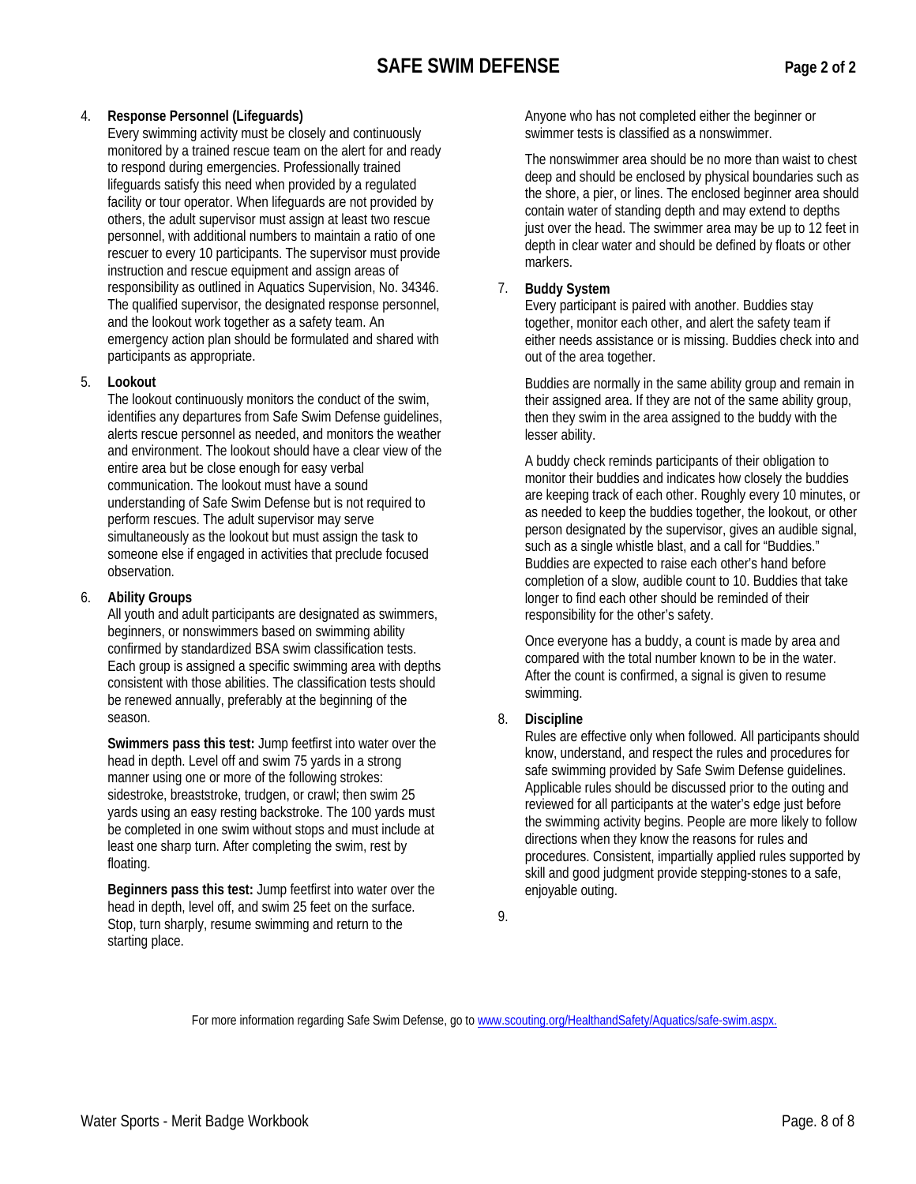# SAFE SWIM DEFENSE

4. **Response Personnel (Lifeguards)**
   Every swimming activity must be closely and continuously monitored by a trained rescue team on the alert for and ready to respond during emergencies. Professionally trained lifeguards satisfy this need when provided by a regulated facility or tour operator. When lifeguards are not provided by others, the adult supervisor must assign at least two rescue personnel, with additional numbers to maintain a ratio of one rescuer to every 10 participants. The supervisor must provide instruction and rescue equipment and assign areas of responsibility as outlined in Aquatics Supervision, No. 34346. The qualified supervisor, the designated response personnel, and the lookout work together as a safety team. An emergency action plan should be formulated and shared with participants as appropriate.

5. **Lookout**
   The lookout continuously monitors the conduct of the swim, identifies any departures from Safe Swim Defense guidelines, alerts rescue personnel as needed, and monitors the weather and environment. The lookout should have a clear view of the entire area but be close enough for easy verbal communication. The lookout must have a sound understanding of Safe Swim Defense but is not required to perform rescues. The adult supervisor may serve simultaneously as the lookout but must assign the task to someone else if engaged in activities that preclude focused observation.

6. **Ability Groups**
   All youth and adult participants are designated as swimmers, beginners, or nonswimmers based on swimming ability confirmed by standardized BSA swim classification tests. Each group is assigned a specific swimming area with depths consistent with those abilities. The classification tests should be renewed annually, preferably at the beginning of the season.

   **Swimmers pass this test:** Jump feetfirst into water over the head in depth. Level off and swim 75 yards in a strong manner using one or more of the following strokes: sidestroke, breaststroke, trudgen, or crawl; then swim 25 yards using an easy resting backstroke. The 100 yards must be completed in one swim without stops and must include at least one sharp turn. After completing the swim, rest by floating.

   **Beginners pass this test:** Jump feetfirst into water over the head in depth, level off, and swim 25 feet on the surface. Stop, turn sharply, resume swimming and return to the starting place.

   Anyone who has not completed either the beginner or swimmer tests is classified as a nonswimmer.

   The nonswimmer area should be no more than waist to chest deep and should be enclosed by physical boundaries such as the shore, a pier, or lines. The enclosed beginner area should contain water of standing depth and may extend to depths just over the head. The swimmer area may be up to 12 feet in depth in clear water and should be defined by floats or other markers.

7. **Buddy System**
   Every participant is paired with another. Buddies stay together, monitor each other, and alert the safety team if either needs assistance or is missing. Buddies check into and out of the area together.

   Buddies are normally in the same ability group and remain in their assigned area. If they are not of the same ability group, then they swim in the area assigned to the buddy with the lesser ability.

   A buddy check reminds participants of their obligation to monitor their buddies and indicates how closely the buddies are keeping track of each other. Roughly every 10 minutes, or as needed to keep the buddies together, the lookout, or other person designated by the supervisor, gives an audible signal, such as a single whistle blast, and a call for "Buddies." Buddies are expected to raise each other's hand before completion of a slow, audible count to 10. Buddies that take longer to find each other should be reminded of their responsibility for the other's safety.

   Once everyone has a buddy, a count is made by area and compared with the total number known to be in the water. After the count is confirmed, a signal is given to resume swimming.

8. **Discipline**
   Rules are effective only when followed. All participants should know, understand, and respect the rules and procedures for safe swimming provided by Safe Swim Defense guidelines. Applicable rules should be discussed prior to the outing and reviewed for all participants at the water's edge just before the swimming activity begins. People are more likely to follow directions when they know the reasons for rules and procedures. Consistent, impartially applied rules supported by skill and good judgment provide stepping-stones to a safe, enjoyable outing.

9.

For more information regarding Safe Swim Defense, go to www.scouting.org/HealthandSafety/Aquatics/safe-swim.aspx.